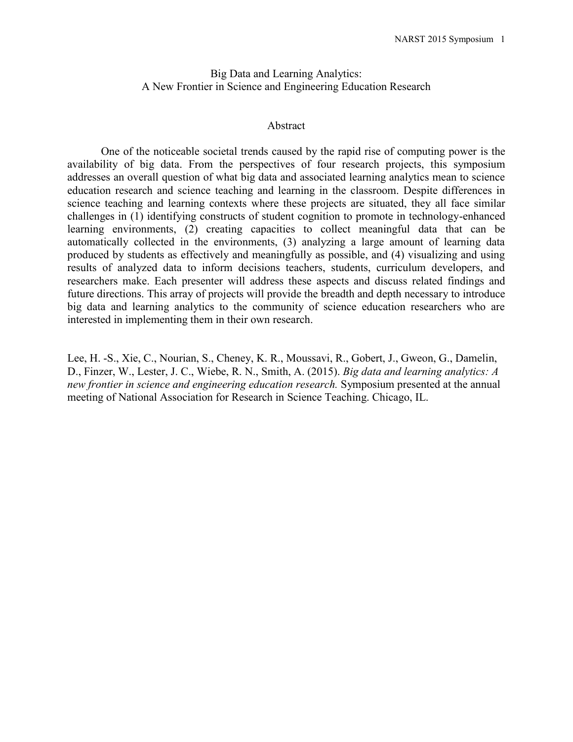# Big Data and Learning Analytics:
# A New Frontier in Science and Engineering Education Research

## Abstract

One of the noticeable societal trends caused by the rapid rise of computing power is the availability of big data. From the perspectives of four research projects, this symposium addresses an overall question of what big data and associated learning analytics mean to science education research and science teaching and learning in the classroom. Despite differences in science teaching and learning contexts where these projects are situated, they all face similar challenges in (1) identifying constructs of student cognition to promote in technology-enhanced learning environments, (2) creating capacities to collect meaningful data that can be automatically collected in the environments, (3) analyzing a large amount of learning data produced by students as effectively and meaningfully as possible, and (4) visualizing and using results of analyzed data to inform decisions teachers, students, curriculum developers, and researchers make. Each presenter will address these aspects and discuss related findings and future directions. This array of projects will provide the breadth and depth necessary to introduce big data and learning analytics to the community of science education researchers who are interested in implementing them in their own research.

Lee, H. -S., Xie, C., Nourian, S., Cheney, K. R., Moussavi, R., Gobert, J., Gweon, G., Damelin, D., Finzer, W., Lester, J. C., Wiebe, R. N., Smith, A. (2015). *Big data and learning analytics: A new frontier in science and engineering education research.* Symposium presented at the annual meeting of National Association for Research in Science Teaching. Chicago, IL.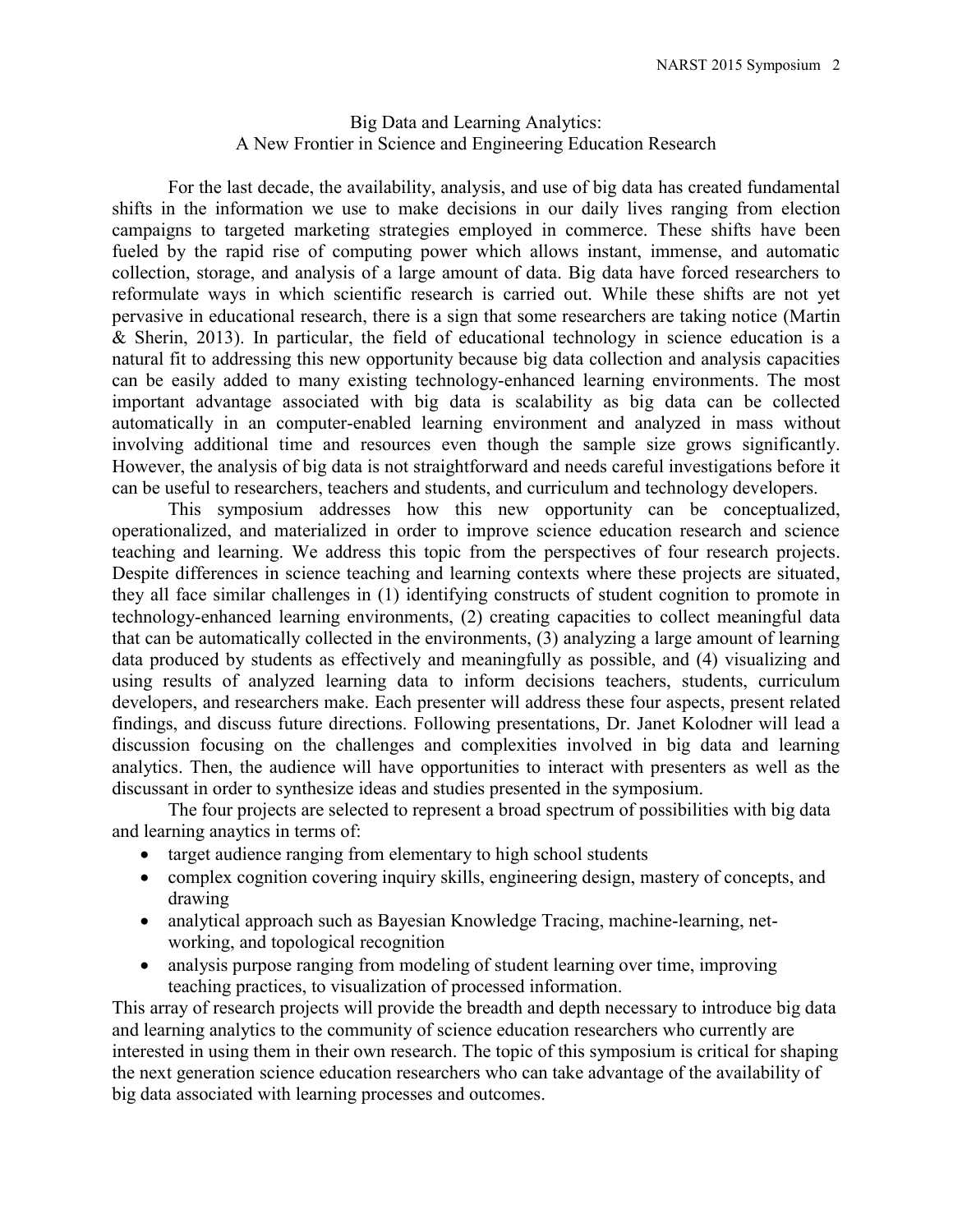# Big Data and Learning Analytics:
## A New Frontier in Science and Engineering Education Research

For the last decade, the availability, analysis, and use of big data has created fundamental shifts in the information we use to make decisions in our daily lives ranging from election campaigns to targeted marketing strategies employed in commerce. These shifts have been fueled by the rapid rise of computing power which allows instant, immense, and automatic collection, storage, and analysis of a large amount of data. Big data have forced researchers to reformulate ways in which scientific research is carried out. While these shifts are not yet pervasive in educational research, there is a sign that some researchers are taking notice (Martin & Sherin, 2013). In particular, the field of educational technology in science education is a natural fit to addressing this new opportunity because big data collection and analysis capacities can be easily added to many existing technology-enhanced learning environments. The most important advantage associated with big data is scalability as big data can be collected automatically in an computer-enabled learning environment and analyzed in mass without involving additional time and resources even though the sample size grows significantly. However, the analysis of big data is not straightforward and needs careful investigations before it can be useful to researchers, teachers and students, and curriculum and technology developers.

This symposium addresses how this new opportunity can be conceptualized, operationalized, and materialized in order to improve science education research and science teaching and learning. We address this topic from the perspectives of four research projects. Despite differences in science teaching and learning contexts where these projects are situated, they all face similar challenges in (1) identifying constructs of student cognition to promote in technology-enhanced learning environments, (2) creating capacities to collect meaningful data that can be automatically collected in the environments, (3) analyzing a large amount of learning data produced by students as effectively and meaningfully as possible, and (4) visualizing and using results of analyzed learning data to inform decisions teachers, students, curriculum developers, and researchers make. Each presenter will address these four aspects, present related findings, and discuss future directions. Following presentations, Dr. Janet Kolodner will lead a discussion focusing on the challenges and complexities involved in big data and learning analytics. Then, the audience will have opportunities to interact with presenters as well as the discussant in order to synthesize ideas and studies presented in the symposium.

The four projects are selected to represent a broad spectrum of possibilities with big data and learning anaytics in terms of:

- target audience ranging from elementary to high school students
- complex cognition covering inquiry skills, engineering design, mastery of concepts, and drawing
- analytical approach such as Bayesian Knowledge Tracing, machine-learning, net-working, and topological recognition
- analysis purpose ranging from modeling of student learning over time, improving teaching practices, to visualization of processed information.

This array of research projects will provide the breadth and depth necessary to introduce big data and learning analytics to the community of science education researchers who currently are interested in using them in their own research. The topic of this symposium is critical for shaping the next generation science education researchers who can take advantage of the availability of big data associated with learning processes and outcomes.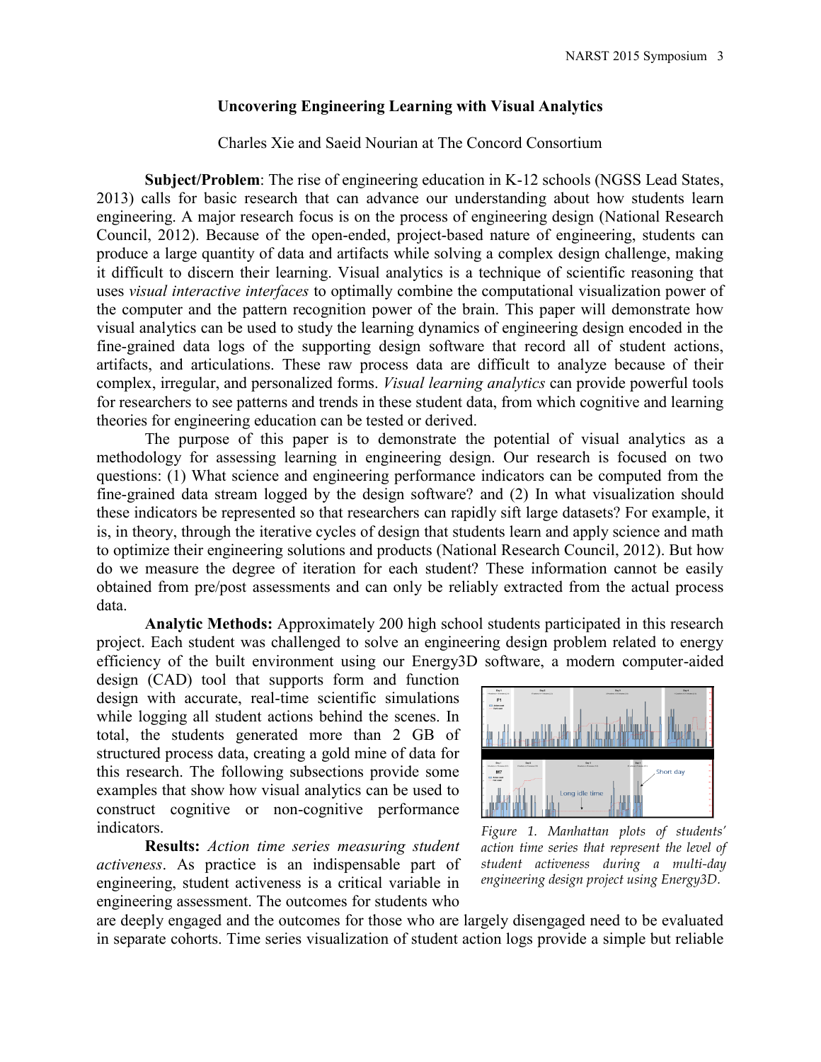## Uncovering Engineering Learning with Visual Analytics

Charles Xie and Saeid Nourian at The Concord Consortium

**Subject/Problem**: The rise of engineering education in K-12 schools (NGSS Lead States, 2013) calls for basic research that can advance our understanding about how students learn engineering. A major research focus is on the process of engineering design (National Research Council, 2012). Because of the open-ended, project-based nature of engineering, students can produce a large quantity of data and artifacts while solving a complex design challenge, making it difficult to discern their learning. Visual analytics is a technique of scientific reasoning that uses *visual interactive interfaces* to optimally combine the computational visualization power of the computer and the pattern recognition power of the brain. This paper will demonstrate how visual analytics can be used to study the learning dynamics of engineering design encoded in the fine-grained data logs of the supporting design software that record all of student actions, artifacts, and articulations. These raw process data are difficult to analyze because of their complex, irregular, and personalized forms. *Visual learning analytics* can provide powerful tools for researchers to see patterns and trends in these student data, from which cognitive and learning theories for engineering education can be tested or derived.

The purpose of this paper is to demonstrate the potential of visual analytics as a methodology for assessing learning in engineering design. Our research is focused on two questions: (1) What science and engineering performance indicators can be computed from the fine-grained data stream logged by the design software? and (2) In what visualization should these indicators be represented so that researchers can rapidly sift large datasets? For example, it is, in theory, through the iterative cycles of design that students learn and apply science and math to optimize their engineering solutions and products (National Research Council, 2012). But how do we measure the degree of iteration for each student? These information cannot be easily obtained from pre/post assessments and can only be reliably extracted from the actual process data.

**Analytic Methods:** Approximately 200 high school students participated in this research project. Each student was challenged to solve an engineering design problem related to energy efficiency of the built environment using our Energy3D software, a modern computer-aided design (CAD) tool that supports form and function design with accurate, real-time scientific simulations while logging all student actions behind the scenes. In total, the students generated more than 2 GB of structured process data, creating a gold mine of data for this research. The following subsections provide some examples that show how visual analytics can be used to construct cognitive or non-cognitive performance indicators.

*Figure 1. Manhattan plots of students' action time series that represent the level of student activeness during a multi-day engineering design project using Energy3D.*

**Results:** *Action time series measuring student activeness*. As practice is an indispensable part of engineering, student activeness is a critical variable in engineering assessment. The outcomes for students who are deeply engaged and the outcomes for those who are largely disengaged need to be evaluated in separate cohorts. Time series visualization of student action logs provide a simple but reliable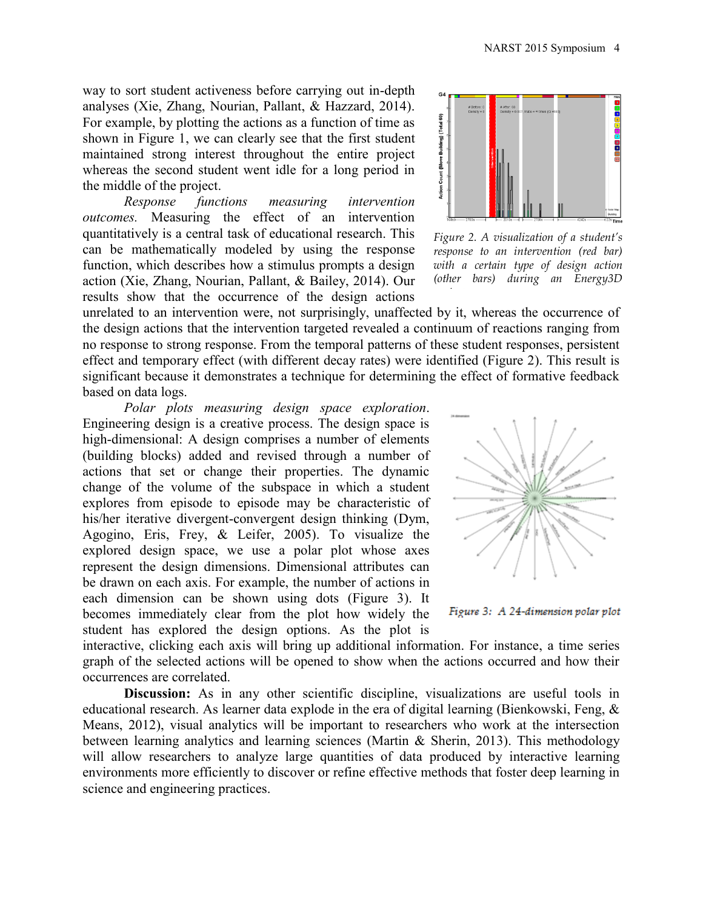way to sort student activeness before carrying out in-depth analyses (Xie, Zhang, Nourian, Pallant, & Hazzard, 2014). For example, by plotting the actions as a function of time as shown in Figure 1, we can clearly see that the first student maintained strong interest throughout the entire project whereas the second student went idle for a long period in the middle of the project.

*Response functions measuring intervention outcomes.* Measuring the effect of an intervention quantitatively is a central task of educational research. This can be mathematically modeled by using the response function, which describes how a stimulus prompts a design action (Xie, Zhang, Nourian, Pallant, & Bailey, 2014). Our results show that the occurrence of the design actions unrelated to an intervention were, not surprisingly, unaffected by it, whereas the occurrence of the design actions that the intervention targeted revealed a continuum of reactions ranging from no response to strong response. From the temporal patterns of these student responses, persistent effect and temporary effect (with different decay rates) were identified (Figure 2). This result is significant because it demonstrates a technique for determining the effect of formative feedback based on data logs.

*Figure 2. A visualization of a student's response to an intervention (red bar) with a certain type of design action (other bars) during an Energy3D*

*Polar plots measuring design space exploration*. Engineering design is a creative process. The design space is high-dimensional: A design comprises a number of elements (building blocks) added and revised through a number of actions that set or change their properties. The dynamic change of the volume of the subspace in which a student explores from episode to episode may be characteristic of his/her iterative divergent-convergent design thinking (Dym, Agogino, Eris, Frey, & Leifer, 2005). To visualize the explored design space, we use a polar plot whose axes represent the design dimensions. Dimensional attributes can be drawn on each axis. For example, the number of actions in each dimension can be shown using dots (Figure 3). It becomes immediately clear from the plot how widely the student has explored the design options. As the plot is interactive, clicking each axis will bring up additional information. For instance, a time series graph of the selected actions will be opened to show when the actions occurred and how their occurrences are correlated.

*Figure 3: A 24-dimension polar plot*

**Discussion:** As in any other scientific discipline, visualizations are useful tools in educational research. As learner data explode in the era of digital learning (Bienkowski, Feng, & Means, 2012), visual analytics will be important to researchers who work at the intersection between learning analytics and learning sciences (Martin & Sherin, 2013). This methodology will allow researchers to analyze large quantities of data produced by interactive learning environments more efficiently to discover or refine effective methods that foster deep learning in science and engineering practices.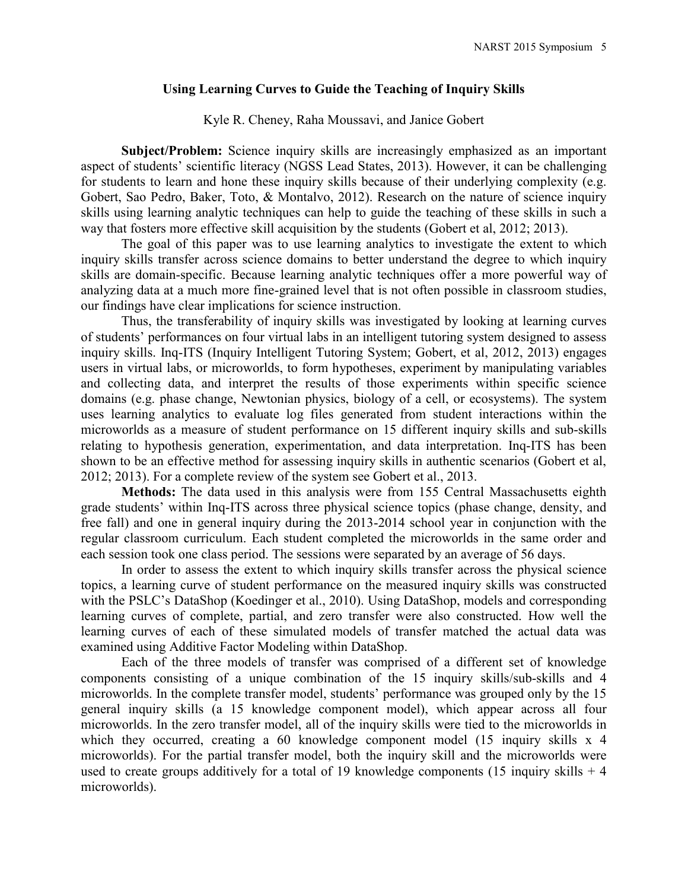## Using Learning Curves to Guide the Teaching of Inquiry Skills

Kyle R. Cheney, Raha Moussavi, and Janice Gobert

**Subject/Problem:** Science inquiry skills are increasingly emphasized as an important aspect of students' scientific literacy (NGSS Lead States, 2013). However, it can be challenging for students to learn and hone these inquiry skills because of their underlying complexity (e.g. Gobert, Sao Pedro, Baker, Toto, & Montalvo, 2012). Research on the nature of science inquiry skills using learning analytic techniques can help to guide the teaching of these skills in such a way that fosters more effective skill acquisition by the students (Gobert et al, 2012; 2013).

The goal of this paper was to use learning analytics to investigate the extent to which inquiry skills transfer across science domains to better understand the degree to which inquiry skills are domain-specific. Because learning analytic techniques offer a more powerful way of analyzing data at a much more fine-grained level that is not often possible in classroom studies, our findings have clear implications for science instruction.

Thus, the transferability of inquiry skills was investigated by looking at learning curves of students' performances on four virtual labs in an intelligent tutoring system designed to assess inquiry skills. Inq-ITS (Inquiry Intelligent Tutoring System; Gobert, et al, 2012, 2013) engages users in virtual labs, or microworlds, to form hypotheses, experiment by manipulating variables and collecting data, and interpret the results of those experiments within specific science domains (e.g. phase change, Newtonian physics, biology of a cell, or ecosystems). The system uses learning analytics to evaluate log files generated from student interactions within the microworlds as a measure of student performance on 15 different inquiry skills and sub-skills relating to hypothesis generation, experimentation, and data interpretation. Inq-ITS has been shown to be an effective method for assessing inquiry skills in authentic scenarios (Gobert et al, 2012; 2013). For a complete review of the system see Gobert et al., 2013.

**Methods:** The data used in this analysis were from 155 Central Massachusetts eighth grade students' within Inq-ITS across three physical science topics (phase change, density, and free fall) and one in general inquiry during the 2013-2014 school year in conjunction with the regular classroom curriculum. Each student completed the microworlds in the same order and each session took one class period. The sessions were separated by an average of 56 days.

In order to assess the extent to which inquiry skills transfer across the physical science topics, a learning curve of student performance on the measured inquiry skills was constructed with the PSLC's DataShop (Koedinger et al., 2010). Using DataShop, models and corresponding learning curves of complete, partial, and zero transfer were also constructed. How well the learning curves of each of these simulated models of transfer matched the actual data was examined using Additive Factor Modeling within DataShop.

Each of the three models of transfer was comprised of a different set of knowledge components consisting of a unique combination of the 15 inquiry skills/sub-skills and 4 microworlds. In the complete transfer model, students' performance was grouped only by the 15 general inquiry skills (a 15 knowledge component model), which appear across all four microworlds. In the zero transfer model, all of the inquiry skills were tied to the microworlds in which they occurred, creating a 60 knowledge component model (15 inquiry skills x 4 microworlds). For the partial transfer model, both the inquiry skill and the microworlds were used to create groups additively for a total of 19 knowledge components (15 inquiry skills + 4 microworlds).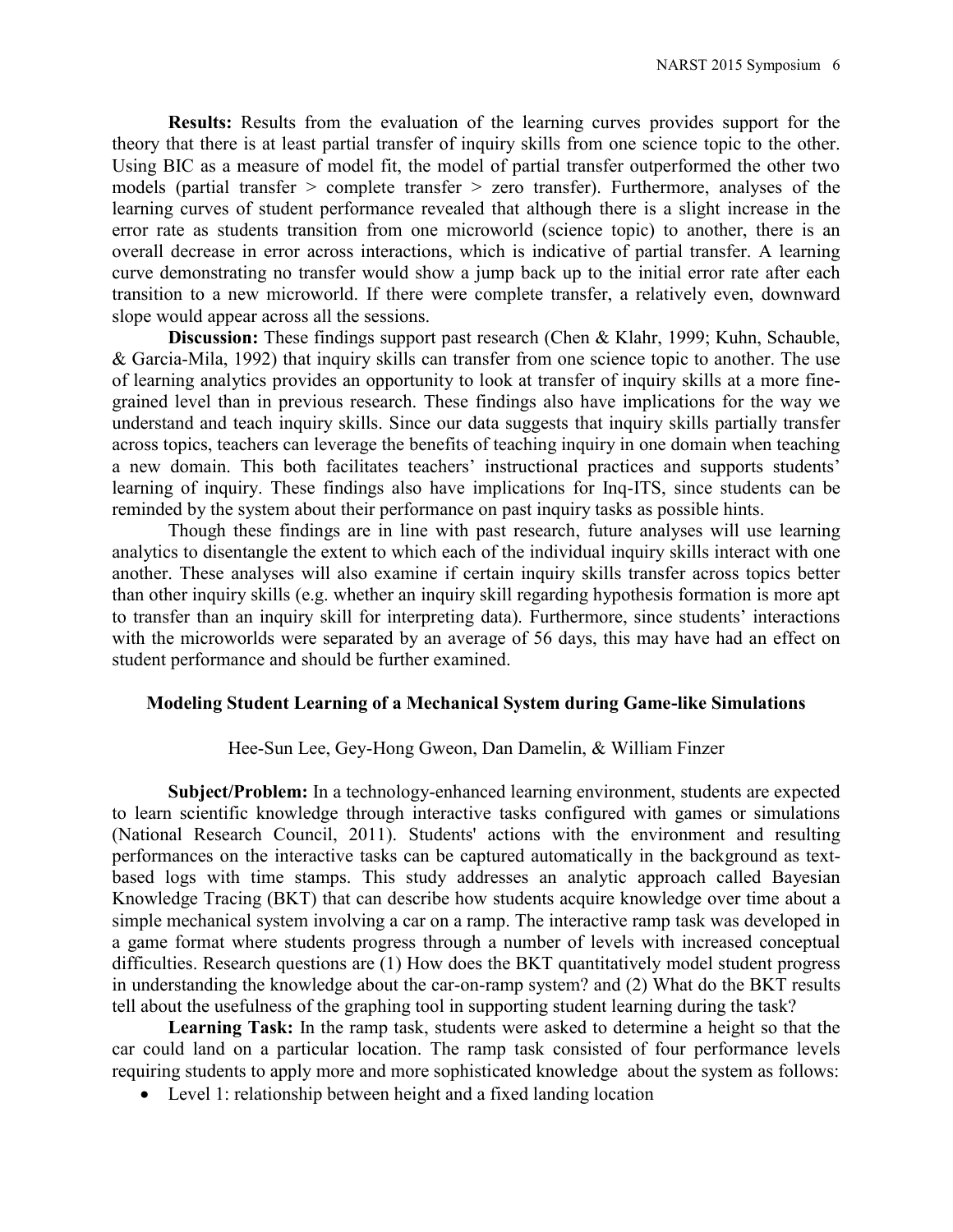**Results:** Results from the evaluation of the learning curves provides support for the theory that there is at least partial transfer of inquiry skills from one science topic to the other. Using BIC as a measure of model fit, the model of partial transfer outperformed the other two models (partial transfer > complete transfer > zero transfer). Furthermore, analyses of the learning curves of student performance revealed that although there is a slight increase in the error rate as students transition from one microworld (science topic) to another, there is an overall decrease in error across interactions, which is indicative of partial transfer. A learning curve demonstrating no transfer would show a jump back up to the initial error rate after each transition to a new microworld. If there were complete transfer, a relatively even, downward slope would appear across all the sessions.

**Discussion:** These findings support past research (Chen & Klahr, 1999; Kuhn, Schauble, & Garcia-Mila, 1992) that inquiry skills can transfer from one science topic to another. The use of learning analytics provides an opportunity to look at transfer of inquiry skills at a more fine-grained level than in previous research. These findings also have implications for the way we understand and teach inquiry skills. Since our data suggests that inquiry skills partially transfer across topics, teachers can leverage the benefits of teaching inquiry in one domain when teaching a new domain. This both facilitates teachers' instructional practices and supports students' learning of inquiry. These findings also have implications for Inq-ITS, since students can be reminded by the system about their performance on past inquiry tasks as possible hints.

Though these findings are in line with past research, future analyses will use learning analytics to disentangle the extent to which each of the individual inquiry skills interact with one another. These analyses will also examine if certain inquiry skills transfer across topics better than other inquiry skills (e.g. whether an inquiry skill regarding hypothesis formation is more apt to transfer than an inquiry skill for interpreting data). Furthermore, since students' interactions with the microworlds were separated by an average of 56 days, this may have had an effect on student performance and should be further examined.

## Modeling Student Learning of a Mechanical System during Game-like Simulations

Hee-Sun Lee, Gey-Hong Gweon, Dan Damelin, & William Finzer

**Subject/Problem:** In a technology-enhanced learning environment, students are expected to learn scientific knowledge through interactive tasks configured with games or simulations (National Research Council, 2011). Students' actions with the environment and resulting performances on the interactive tasks can be captured automatically in the background as text-based logs with time stamps. This study addresses an analytic approach called Bayesian Knowledge Tracing (BKT) that can describe how students acquire knowledge over time about a simple mechanical system involving a car on a ramp. The interactive ramp task was developed in a game format where students progress through a number of levels with increased conceptual difficulties. Research questions are (1) How does the BKT quantitatively model student progress in understanding the knowledge about the car-on-ramp system? and (2) What do the BKT results tell about the usefulness of the graphing tool in supporting student learning during the task?

**Learning Task:** In the ramp task, students were asked to determine a height so that the car could land on a particular location. The ramp task consisted of four performance levels requiring students to apply more and more sophisticated knowledge about the system as follows:

- Level 1: relationship between height and a fixed landing location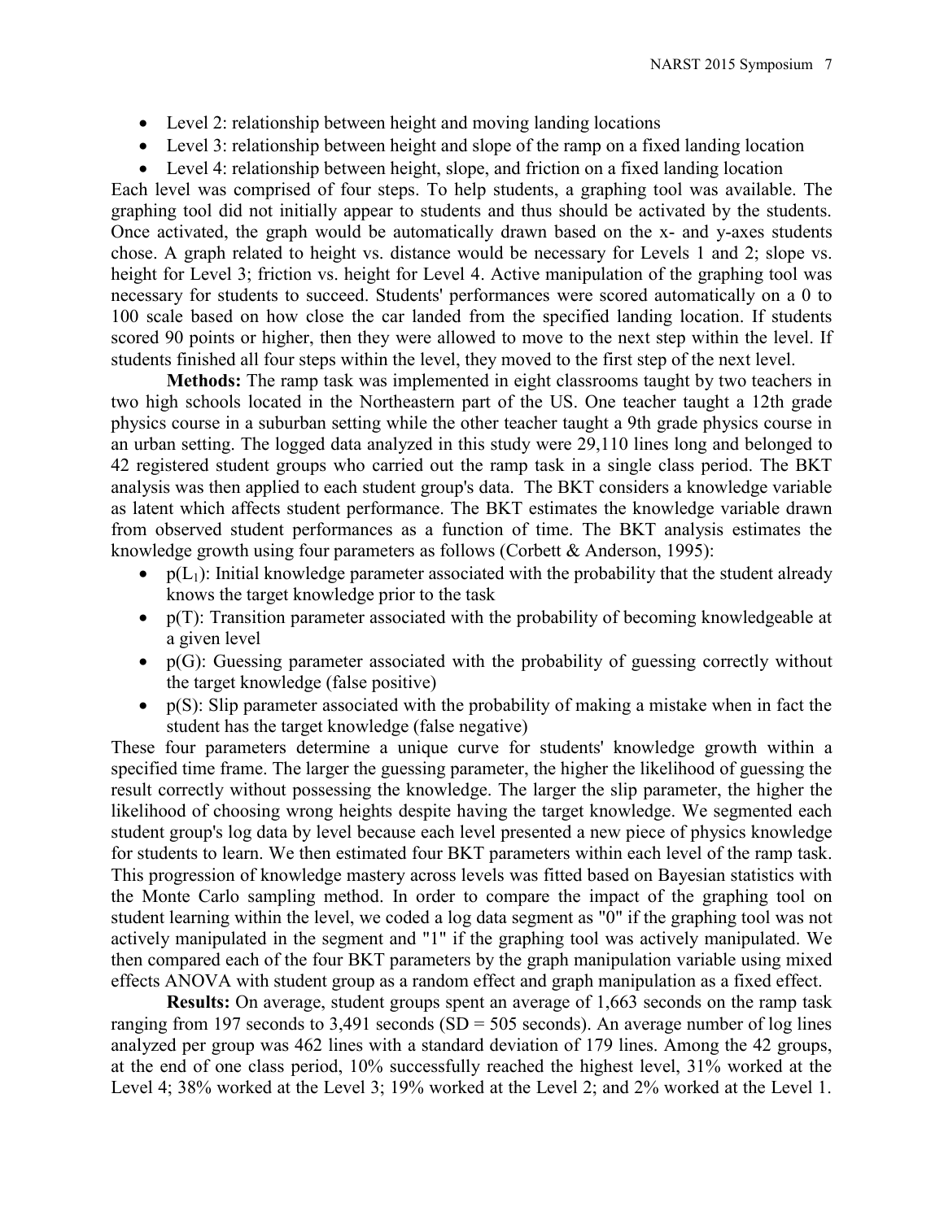- Level 2: relationship between height and moving landing locations
- Level 3: relationship between height and slope of the ramp on a fixed landing location
- Level 4: relationship between height, slope, and friction on a fixed landing location

Each level was comprised of four steps. To help students, a graphing tool was available. The graphing tool did not initially appear to students and thus should be activated by the students. Once activated, the graph would be automatically drawn based on the x- and y-axes students chose. A graph related to height vs. distance would be necessary for Levels 1 and 2; slope vs. height for Level 3; friction vs. height for Level 4. Active manipulation of the graphing tool was necessary for students to succeed. Students' performances were scored automatically on a 0 to 100 scale based on how close the car landed from the specified landing location. If students scored 90 points or higher, then they were allowed to move to the next step within the level. If students finished all four steps within the level, they moved to the first step of the next level.

**Methods:** The ramp task was implemented in eight classrooms taught by two teachers in two high schools located in the Northeastern part of the US. One teacher taught a 12th grade physics course in a suburban setting while the other teacher taught a 9th grade physics course in an urban setting. The logged data analyzed in this study were 29,110 lines long and belonged to 42 registered student groups who carried out the ramp task in a single class period. The BKT analysis was then applied to each student group's data. The BKT considers a knowledge variable as latent which affects student performance. The BKT estimates the knowledge variable drawn from observed student performances as a function of time. The BKT analysis estimates the knowledge growth using four parameters as follows (Corbett & Anderson, 1995):

- $p(L_1)$: Initial knowledge parameter associated with the probability that the student already knows the target knowledge prior to the task
- $p(T)$: Transition parameter associated with the probability of becoming knowledgeable at a given level
- $p(G)$: Guessing parameter associated with the probability of guessing correctly without the target knowledge (false positive)
- $p(S)$: Slip parameter associated with the probability of making a mistake when in fact the student has the target knowledge (false negative)

These four parameters determine a unique curve for students' knowledge growth within a specified time frame. The larger the guessing parameter, the higher the likelihood of guessing the result correctly without possessing the knowledge. The larger the slip parameter, the higher the likelihood of choosing wrong heights despite having the target knowledge. We segmented each student group's log data by level because each level presented a new piece of physics knowledge for students to learn. We then estimated four BKT parameters within each level of the ramp task. This progression of knowledge mastery across levels was fitted based on Bayesian statistics with the Monte Carlo sampling method. In order to compare the impact of the graphing tool on student learning within the level, we coded a log data segment as "0" if the graphing tool was not actively manipulated in the segment and "1" if the graphing tool was actively manipulated. We then compared each of the four BKT parameters by the graph manipulation variable using mixed effects ANOVA with student group as a random effect and graph manipulation as a fixed effect.

**Results:** On average, student groups spent an average of 1,663 seconds on the ramp task ranging from 197 seconds to 3,491 seconds (SD = 505 seconds). An average number of log lines analyzed per group was 462 lines with a standard deviation of 179 lines. Among the 42 groups, at the end of one class period, 10% successfully reached the highest level, 31% worked at the Level 4; 38% worked at the Level 3; 19% worked at the Level 2; and 2% worked at the Level 1.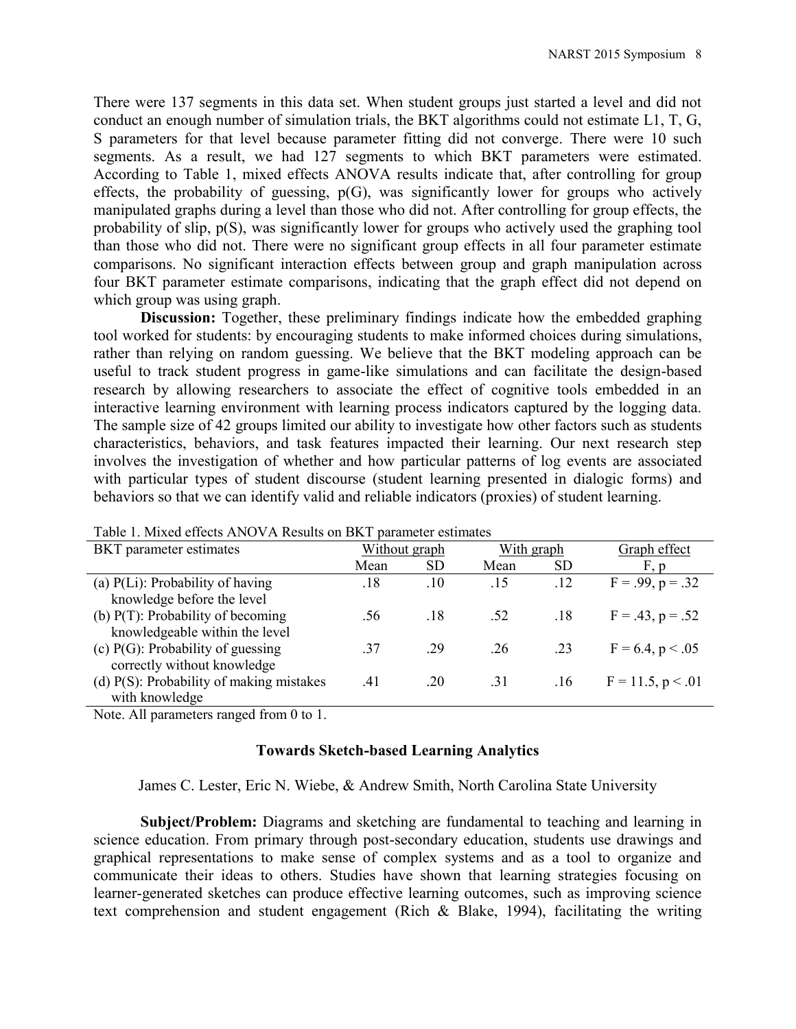There were 137 segments in this data set. When student groups just started a level and did not conduct an enough number of simulation trials, the BKT algorithms could not estimate L1, T, G, S parameters for that level because parameter fitting did not converge. There were 10 such segments. As a result, we had 127 segments to which BKT parameters were estimated. According to Table 1, mixed effects ANOVA results indicate that, after controlling for group effects, the probability of guessing, p(G), was significantly lower for groups who actively manipulated graphs during a level than those who did not. After controlling for group effects, the probability of slip, p(S), was significantly lower for groups who actively used the graphing tool than those who did not. There were no significant group effects in all four parameter estimate comparisons. No significant interaction effects between group and graph manipulation across four BKT parameter estimate comparisons, indicating that the graph effect did not depend on which group was using graph.

**Discussion:** Together, these preliminary findings indicate how the embedded graphing tool worked for students: by encouraging students to make informed choices during simulations, rather than relying on random guessing. We believe that the BKT modeling approach can be useful to track student progress in game-like simulations and can facilitate the design-based research by allowing researchers to associate the effect of cognitive tools embedded in an interactive learning environment with learning process indicators captured by the logging data. The sample size of 42 groups limited our ability to investigate how other factors such as students characteristics, behaviors, and task features impacted their learning. Our next research step involves the investigation of whether and how particular patterns of log events are associated with particular types of student discourse (student learning presented in dialogic forms) and behaviors so that we can identify valid and reliable indicators (proxies) of student learning.

Table 1. Mixed effects ANOVA Results on BKT parameter estimates

| BKT parameter estimates | Without graph | | With graph | | Graph effect |
|---|---|---|---|---|---|
| | Mean | SD | Mean | SD | F, p |
| (a) P(Li): Probability of having knowledge before the level | .18 | .10 | .15 | .12 | $F = .99, p = .32$ |
| (b) P(T): Probability of becoming knowledgeable within the level | .56 | .18 | .52 | .18 | $F = .43, p = .52$ |
| (c) P(G): Probability of guessing correctly without knowledge | .37 | .29 | .26 | .23 | $F = 6.4, p < .05$ |
| (d) P(S): Probability of making mistakes with knowledge | .41 | .20 | .31 | .16 | $F = 11.5, p < .01$ |

Note. All parameters ranged from 0 to 1.

### Towards Sketch-based Learning Analytics

James C. Lester, Eric N. Wiebe, & Andrew Smith, North Carolina State University

**Subject/Problem:** Diagrams and sketching are fundamental to teaching and learning in science education. From primary through post-secondary education, students use drawings and graphical representations to make sense of complex systems and as a tool to organize and communicate their ideas to others. Studies have shown that learning strategies focusing on learner-generated sketches can produce effective learning outcomes, such as improving science text comprehension and student engagement (Rich & Blake, 1994), facilitating the writing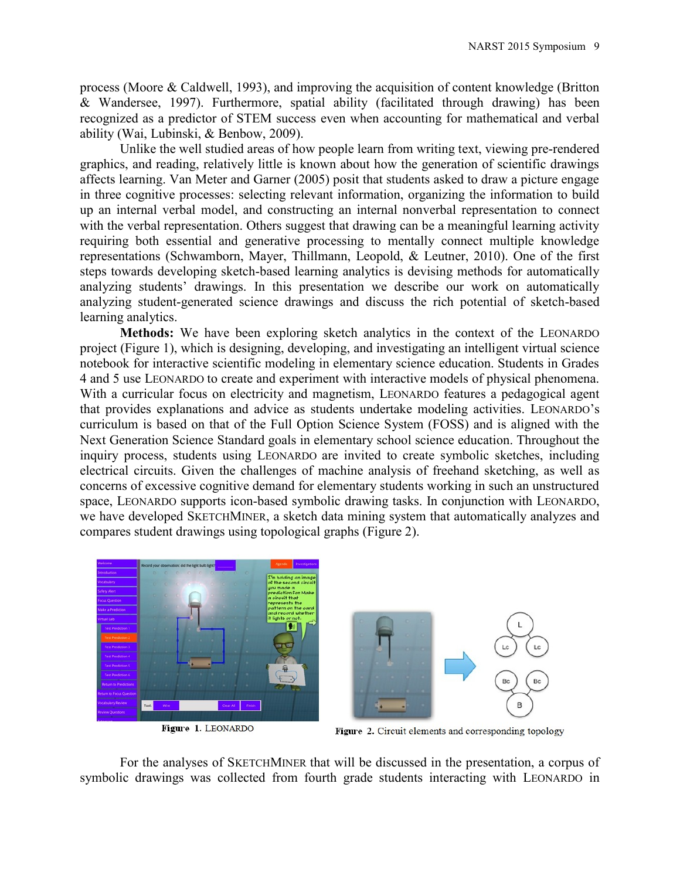process (Moore & Caldwell, 1993), and improving the acquisition of content knowledge (Britton & Wandersee, 1997). Furthermore, spatial ability (facilitated through drawing) has been recognized as a predictor of STEM success even when accounting for mathematical and verbal ability (Wai, Lubinski, & Benbow, 2009).

Unlike the well studied areas of how people learn from writing text, viewing pre-rendered graphics, and reading, relatively little is known about how the generation of scientific drawings affects learning. Van Meter and Garner (2005) posit that students asked to draw a picture engage in three cognitive processes: selecting relevant information, organizing the information to build up an internal verbal model, and constructing an internal nonverbal representation to connect with the verbal representation. Others suggest that drawing can be a meaningful learning activity requiring both essential and generative processing to mentally connect multiple knowledge representations (Schwamborn, Mayer, Thillmann, Leopold, & Leutner, 2010). One of the first steps towards developing sketch-based learning analytics is devising methods for automatically analyzing students' drawings. In this presentation we describe our work on automatically analyzing student-generated science drawings and discuss the rich potential of sketch-based learning analytics.

**Methods:** We have been exploring sketch analytics in the context of the LEONARDO project (Figure 1), which is designing, developing, and investigating an intelligent virtual science notebook for interactive scientific modeling in elementary science education. Students in Grades 4 and 5 use LEONARDO to create and experiment with interactive models of physical phenomena. With a curricular focus on electricity and magnetism, LEONARDO features a pedagogical agent that provides explanations and advice as students undertake modeling activities. LEONARDO's curriculum is based on that of the Full Option Science System (FOSS) and is aligned with the Next Generation Science Standard goals in elementary school science education. Throughout the inquiry process, students using LEONARDO are invited to create symbolic sketches, including electrical circuits. Given the challenges of machine analysis of freehand sketching, as well as concerns of excessive cognitive demand for elementary students working in such an unstructured space, LEONARDO supports icon-based symbolic drawing tasks. In conjunction with LEONARDO, we have developed SKETCHMINER, a sketch data mining system that automatically analyzes and compares student drawings using topological graphs (Figure 2).

**Figure 1.** LEONARDO

**Figure 2.** Circuit elements and corresponding topology

For the analyses of SKETCHMINER that will be discussed in the presentation, a corpus of symbolic drawings was collected from fourth grade students interacting with LEONARDO in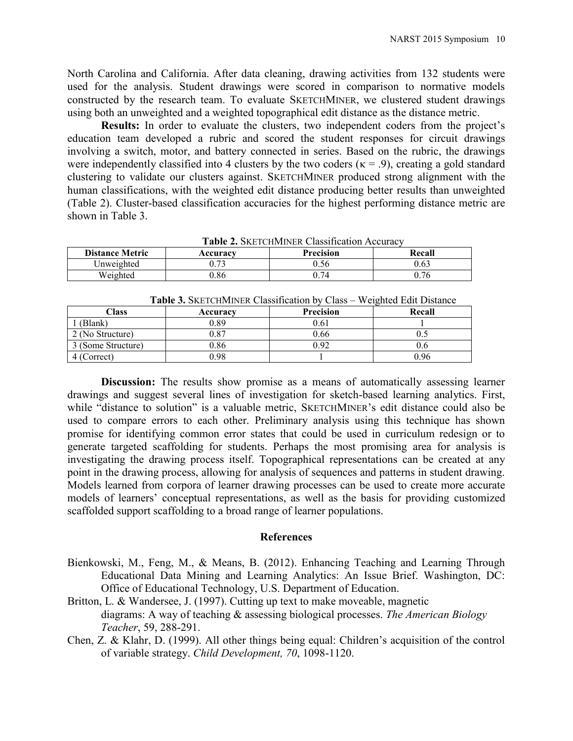North Carolina and California. After data cleaning, drawing activities from 132 students were used for the analysis. Student drawings were scored in comparison to normative models constructed by the research team. To evaluate SKETCHMINER, we clustered student drawings using both an unweighted and a weighted topographical edit distance as the distance metric.

**Results:** In order to evaluate the clusters, two independent coders from the project's education team developed a rubric and scored the student responses for circuit drawings involving a switch, motor, and battery connected in series. Based on the rubric, the drawings were independently classified into 4 clusters by the two coders ($\kappa = .9$), creating a gold standard clustering to validate our clusters against. SKETCHMINER produced strong alignment with the human classifications, with the weighted edit distance producing better results than unweighted (Table 2). Cluster-based classification accuracies for the highest performing distance metric are shown in Table 3.

**Table 2.** SKETCHMINER Classification Accuracy

| Distance Metric | Accuracy | Precision | Recall |
|---|---|---|---|
| Unweighted | 0.73 | 0.56 | 0.63 |
| Weighted | 0.86 | 0.74 | 0.76 |

**Table 3.** SKETCHMINER Classification by Class – Weighted Edit Distance

| Class | Accuracy | Precision | Recall |
|---|---|---|---|
| 1 (Blank) | 0.89 | 0.61 | 1 |
| 2 (No Structure) | 0.87 | 0.66 | 0.5 |
| 3 (Some Structure) | 0.86 | 0.92 | 0.6 |
| 4 (Correct) | 0.98 | 1 | 0.96 |

**Discussion:** The results show promise as a means of automatically assessing learner drawings and suggest several lines of investigation for sketch-based learning analytics. First, while "distance to solution" is a valuable metric, SKETCHMINER's edit distance could also be used to compare errors to each other. Preliminary analysis using this technique has shown promise for identifying common error states that could be used in curriculum redesign or to generate targeted scaffolding for students. Perhaps the most promising area for analysis is investigating the drawing process itself. Topographical representations can be created at any point in the drawing process, allowing for analysis of sequences and patterns in student drawing. Models learned from corpora of learner drawing processes can be used to create more accurate models of learners' conceptual representations, as well as the basis for providing customized scaffolded support scaffolding to a broad range of learner populations.

## References

Bienkowski, M., Feng, M., & Means, B. (2012). Enhancing Teaching and Learning Through Educational Data Mining and Learning Analytics: An Issue Brief. Washington, DC: Office of Educational Technology, U.S. Department of Education.

Britton, L. & Wandersee, J. (1997). Cutting up text to make moveable, magnetic diagrams: A way of teaching & assessing biological processes. *The American Biology Teacher*, 59, 288-291.

Chen, Z. & Klahr, D. (1999). All other things being equal: Children's acquisition of the control of variable strategy. *Child Development, 70*, 1098-1120.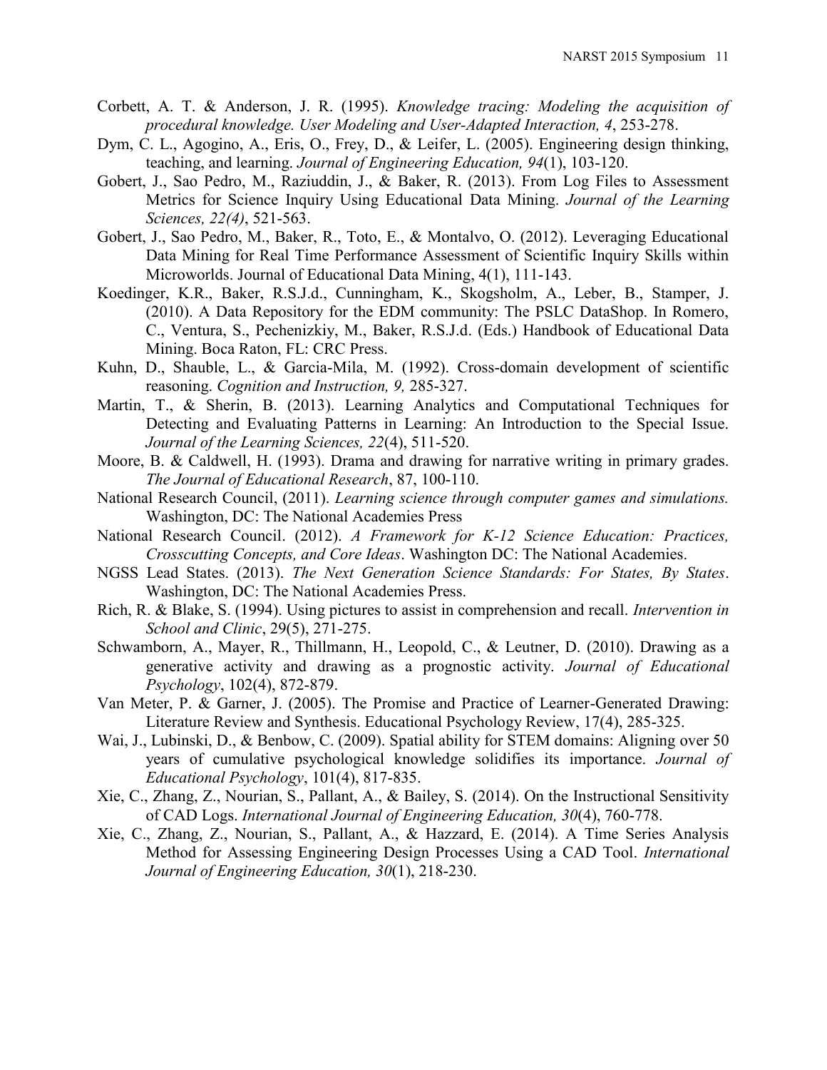Corbett, A. T. & Anderson, J. R. (1995). *Knowledge tracing: Modeling the acquisition of procedural knowledge. User Modeling and User-Adapted Interaction, 4*, 253-278.

Dym, C. L., Agogino, A., Eris, O., Frey, D., & Leifer, L. (2005). Engineering design thinking, teaching, and learning. *Journal of Engineering Education, 94*(1), 103-120.

Gobert, J., Sao Pedro, M., Raziuddin, J., & Baker, R. (2013). From Log Files to Assessment Metrics for Science Inquiry Using Educational Data Mining. *Journal of the Learning Sciences, 22(4)*, 521-563.

Gobert, J., Sao Pedro, M., Baker, R., Toto, E., & Montalvo, O. (2012). Leveraging Educational Data Mining for Real Time Performance Assessment of Scientific Inquiry Skills within Microworlds. Journal of Educational Data Mining, 4(1), 111-143.

Koedinger, K.R., Baker, R.S.J.d., Cunningham, K., Skogsholm, A., Leber, B., Stamper, J. (2010). A Data Repository for the EDM community: The PSLC DataShop. In Romero, C., Ventura, S., Pechenizkiy, M., Baker, R.S.J.d. (Eds.) Handbook of Educational Data Mining. Boca Raton, FL: CRC Press.

Kuhn, D., Shauble, L., & Garcia-Mila, M. (1992). Cross-domain development of scientific reasoning. *Cognition and Instruction, 9,* 285-327.

Martin, T., & Sherin, B. (2013). Learning Analytics and Computational Techniques for Detecting and Evaluating Patterns in Learning: An Introduction to the Special Issue. *Journal of the Learning Sciences, 22*(4), 511-520.

Moore, B. & Caldwell, H. (1993). Drama and drawing for narrative writing in primary grades. *The Journal of Educational Research*, 87, 100-110.

National Research Council, (2011). *Learning science through computer games and simulations.* Washington, DC: The National Academies Press

National Research Council. (2012). *A Framework for K-12 Science Education: Practices, Crosscutting Concepts, and Core Ideas*. Washington DC: The National Academies.

NGSS Lead States. (2013). *The Next Generation Science Standards: For States, By States*. Washington, DC: The National Academies Press.

Rich, R. & Blake, S. (1994). Using pictures to assist in comprehension and recall. *Intervention in School and Clinic*, 29(5), 271-275.

Schwamborn, A., Mayer, R., Thillmann, H., Leopold, C., & Leutner, D. (2010). Drawing as a generative activity and drawing as a prognostic activity. *Journal of Educational Psychology*, 102(4), 872-879.

Van Meter, P. & Garner, J. (2005). The Promise and Practice of Learner-Generated Drawing: Literature Review and Synthesis. Educational Psychology Review, 17(4), 285-325.

Wai, J., Lubinski, D., & Benbow, C. (2009). Spatial ability for STEM domains: Aligning over 50 years of cumulative psychological knowledge solidifies its importance. *Journal of Educational Psychology*, 101(4), 817-835.

Xie, C., Zhang, Z., Nourian, S., Pallant, A., & Bailey, S. (2014). On the Instructional Sensitivity of CAD Logs. *International Journal of Engineering Education, 30*(4), 760-778.

Xie, C., Zhang, Z., Nourian, S., Pallant, A., & Hazzard, E. (2014). A Time Series Analysis Method for Assessing Engineering Design Processes Using a CAD Tool. *International Journal of Engineering Education, 30*(1), 218-230.